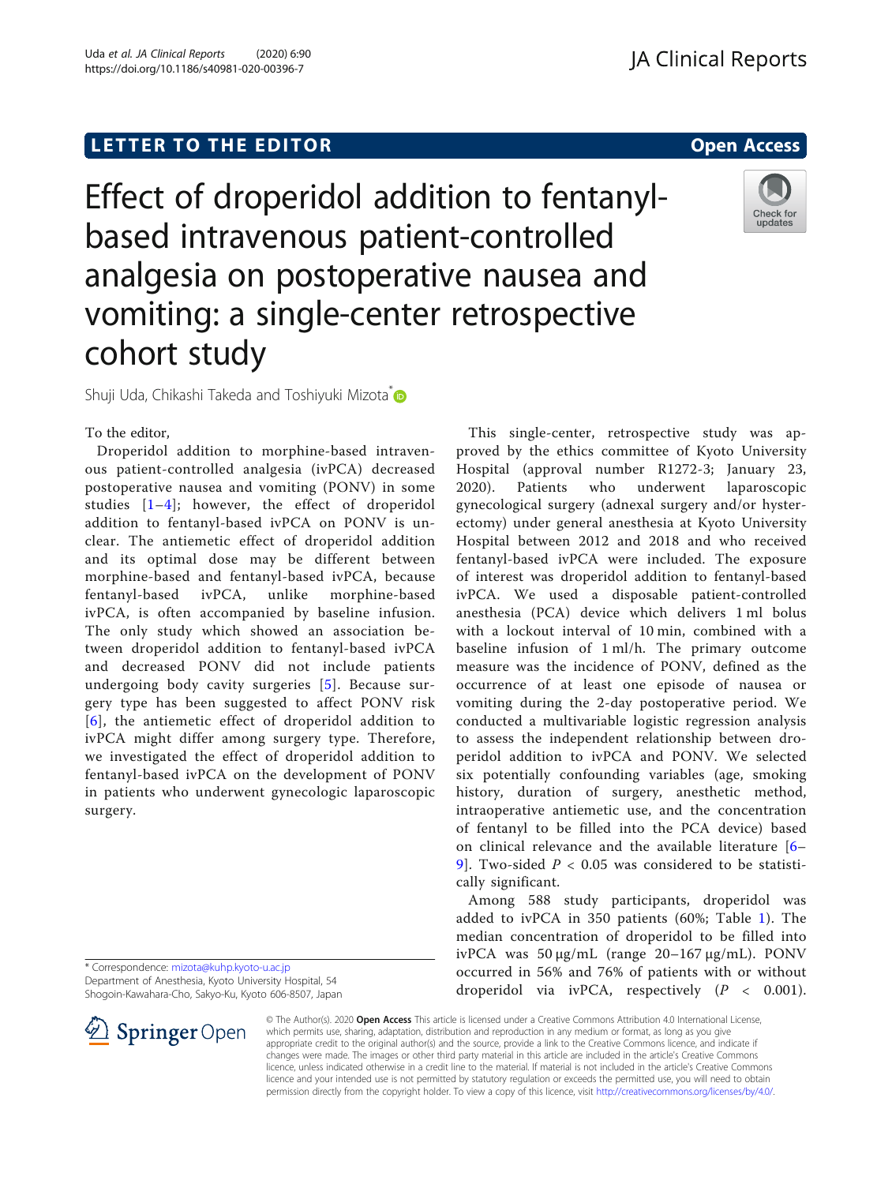LETTER TO THE EDITOR

Open Access

# Effect of droperidol addition to fentanyl-based intravenous patient-controlled analgesia on postoperative nausea and vomiting: a single-center retrospective cohort study

Shuji Uda, Chikashi Takeda and Toshiyuki Mizota*

To the editor,

Droperidol addition to morphine-based intravenous patient-controlled analgesia (ivPCA) decreased postoperative nausea and vomiting (PONV) in some studies [1–4]; however, the effect of droperidol addition to fentanyl-based ivPCA on PONV is unclear. The antiemetic effect of droperidol addition and its optimal dose may be different between morphine-based and fentanyl-based ivPCA, because fentanyl-based ivPCA, unlike morphine-based ivPCA, is often accompanied by baseline infusion. The only study which showed an association between droperidol addition to fentanyl-based ivPCA and decreased PONV did not include patients undergoing body cavity surgeries [5]. Because surgery type has been suggested to affect PONV risk [6], the antiemetic effect of droperidol addition to ivPCA might differ among surgery type. Therefore, we investigated the effect of droperidol addition to fentanyl-based ivPCA on the development of PONV in patients who underwent gynecologic laparoscopic surgery.

This single-center, retrospective study was approved by the ethics committee of Kyoto University Hospital (approval number R1272-3; January 23, 2020). Patients who underwent laparoscopic gynecological surgery (adnexal surgery and/or hysterectomy) under general anesthesia at Kyoto University Hospital between 2012 and 2018 and who received fentanyl-based ivPCA were included. The exposure of interest was droperidol addition to fentanyl-based ivPCA. We used a disposable patient-controlled anesthesia (PCA) device which delivers 1 ml bolus with a lockout interval of 10 min, combined with a baseline infusion of 1 ml/h. The primary outcome measure was the incidence of PONV, defined as the occurrence of at least one episode of nausea or vomiting during the 2-day postoperative period. We conducted a multivariable logistic regression analysis to assess the independent relationship between droperidol addition to ivPCA and PONV. We selected six potentially confounding variables (age, smoking history, duration of surgery, anesthetic method, intraoperative antiemetic use, and the concentration of fentanyl to be filled into the PCA device) based on clinical relevance and the available literature [6–9]. Two-sided $P < 0.05$ was considered to be statistically significant.

Among 588 study participants, droperidol was added to ivPCA in 350 patients (60%; Table 1). The median concentration of droperidol to be filled into ivPCA was 50 μg/mL (range 20–167 μg/mL). PONV occurred in 56% and 76% of patients with or without droperidol via ivPCA, respectively ($P < 0.001$).

* Correspondence: mizota@kuhp.kyoto-u.ac.jp
Department of Anesthesia, Kyoto University Hospital, 54 Shogoin-Kawahara-Cho, Sakyo-Ku, Kyoto 606-8507, Japan

© The Author(s). 2020 **Open Access** This article is licensed under a Creative Commons Attribution 4.0 International License, which permits use, sharing, adaptation, distribution and reproduction in any medium or format, as long as you give appropriate credit to the original author(s) and the source, provide a link to the Creative Commons licence, and indicate if changes were made. The images or other third party material in this article are included in the article's Creative Commons licence, unless indicated otherwise in a credit line to the material. If material is not included in the article's Creative Commons licence and your intended use is not permitted by statutory regulation or exceeds the permitted use, you will need to obtain permission directly from the copyright holder. To view a copy of this licence, visit http://creativecommons.org/licenses/by/4.0/.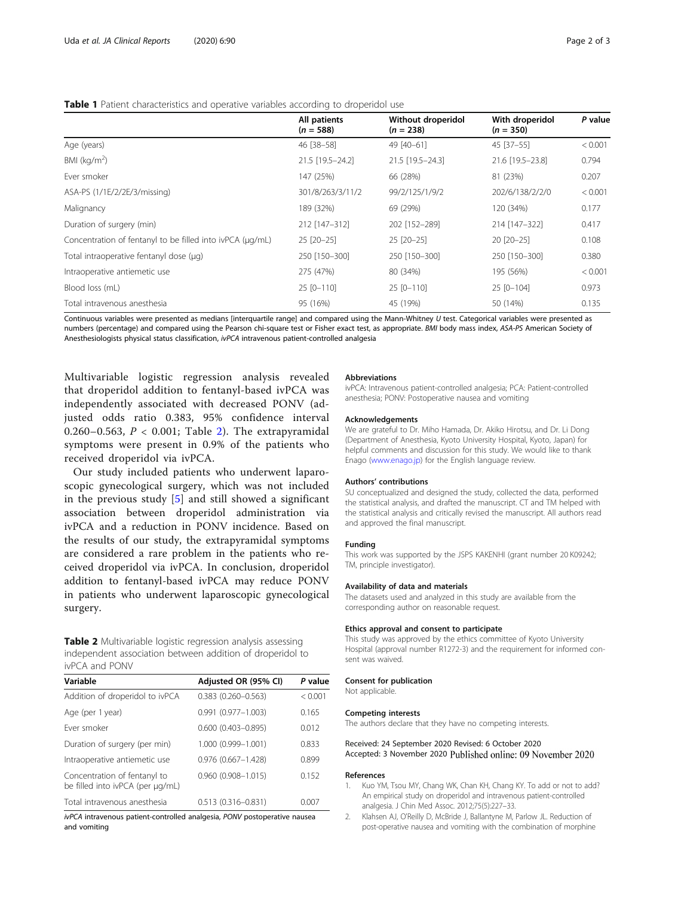**Table 1** Patient characteristics and operative variables according to droperidol use

| | All patients ($n$ = 588) | Without droperidol ($n$ = 238) | With droperidol ($n$ = 350) | *P* value |
|---|---|---|---|---|
| Age (years) | 46 [38–58] | 49 [40–61] | 45 [37–55] | < 0.001 |
| BMI (kg/m$^2$) | 21.5 [19.5–24.2] | 21.5 [19.5–24.3] | 21.6 [19.5–23.8] | 0.794 |
| Ever smoker | 147 (25%) | 66 (28%) | 81 (23%) | 0.207 |
| ASA-PS (1/1E/2/2E/3/missing) | 301/8/263/3/11/2 | 99/2/125/1/9/2 | 202/6/138/2/2/0 | < 0.001 |
| Malignancy | 189 (32%) | 69 (29%) | 120 (34%) | 0.177 |
| Duration of surgery (min) | 212 [147–312] | 202 [152–289] | 214 [147–322] | 0.417 |
| Concentration of fentanyl to be filled into ivPCA (μg/mL) | 25 [20–25] | 25 [20–25] | 20 [20–25] | 0.108 |
| Total intraoperative fentanyl dose (μg) | 250 [150–300] | 250 [150–300] | 250 [150–300] | 0.380 |
| Intraoperative antiemetic use | 275 (47%) | 80 (34%) | 195 (56%) | < 0.001 |
| Blood loss (mL) | 25 [0–110] | 25 [0–110] | 25 [0–104] | 0.973 |
| Total intravenous anesthesia | 95 (16%) | 45 (19%) | 50 (14%) | 0.135 |

Continuous variables were presented as medians [interquartile range] and compared using the Mann-Whitney *U* test. Categorical variables were presented as numbers (percentage) and compared using the Pearson chi-square test or Fisher exact test, as appropriate. *BMI* body mass index, *ASA-PS* American Society of Anesthesiologists physical status classification, *ivPCA* intravenous patient-controlled analgesia

Multivariable logistic regression analysis revealed that droperidol addition to fentanyl-based ivPCA was independently associated with decreased PONV (adjusted odds ratio 0.383, 95% confidence interval 0.260–0.563, $P$ < 0.001; Table 2). The extrapyramidal symptoms were present in 0.9% of the patients who received droperidol via ivPCA.

Our study included patients who underwent laparoscopic gynecological surgery, which was not included in the previous study [5] and still showed a significant association between droperidol administration via ivPCA and a reduction in PONV incidence. Based on the results of our study, the extrapyramidal symptoms are considered a rare problem in the patients who received droperidol via ivPCA. In conclusion, droperidol addition to fentanyl-based ivPCA may reduce PONV in patients who underwent laparoscopic gynecological surgery.

**Table 2** Multivariable logistic regression analysis assessing independent association between addition of droperidol to ivPCA and PONV

| Variable | Adjusted OR (95% CI) | *P* value |
|---|---|---|
| Addition of droperidol to ivPCA | 0.383 (0.260–0.563) | < 0.001 |
| Age (per 1 year) | 0.991 (0.977–1.003) | 0.165 |
| Ever smoker | 0.600 (0.403–0.895) | 0.012 |
| Duration of surgery (per min) | 1.000 (0.999–1.001) | 0.833 |
| Intraoperative antiemetic use | 0.976 (0.667–1.428) | 0.899 |
| Concentration of fentanyl to be filled into ivPCA (per μg/mL) | 0.960 (0.908–1.015) | 0.152 |
| Total intravenous anesthesia | 0.513 (0.316–0.831) | 0.007 |

*ivPCA* intravenous patient-controlled analgesia, *PONV* postoperative nausea and vomiting

#### Abbreviations

ivPCA: Intravenous patient-controlled analgesia; PCA: Patient-controlled anesthesia; PONV: Postoperative nausea and vomiting

#### Acknowledgements

We are grateful to Dr. Miho Hamada, Dr. Akiko Hirotsu, and Dr. Li Dong (Department of Anesthesia, Kyoto University Hospital, Kyoto, Japan) for helpful comments and discussion for this study. We would like to thank Enago (www.enago.jp) for the English language review.

#### Authors' contributions

SU conceptualized and designed the study, collected the data, performed the statistical analysis, and drafted the manuscript. CT and TM helped with the statistical analysis and critically revised the manuscript. All authors read and approved the final manuscript.

#### Funding

This work was supported by the JSPS KAKENHI (grant number 20 K09242; TM, principle investigator).

#### Availability of data and materials

The datasets used and analyzed in this study are available from the corresponding author on reasonable request.

#### Ethics approval and consent to participate

This study was approved by the ethics committee of Kyoto University Hospital (approval number R1272-3) and the requirement for informed consent was waived.

#### Consent for publication

Not applicable.

#### Competing interests

The authors declare that they have no competing interests.

Received: 24 September 2020 Revised: 6 October 2020
Accepted: 3 November 2020 Published online: 09 November 2020

#### References

1. Kuo YM, Tsou MY, Chang WK, Chan KH, Chang KY. To add or not to add? An empirical study on droperidol and intravenous patient-controlled analgesia. J Chin Med Assoc. 2012;75(5):227–33.
2. Klahsen AJ, O'Reilly D, McBride J, Ballantyne M, Parlow JL. Reduction of post-operative nausea and vomiting with the combination of morphine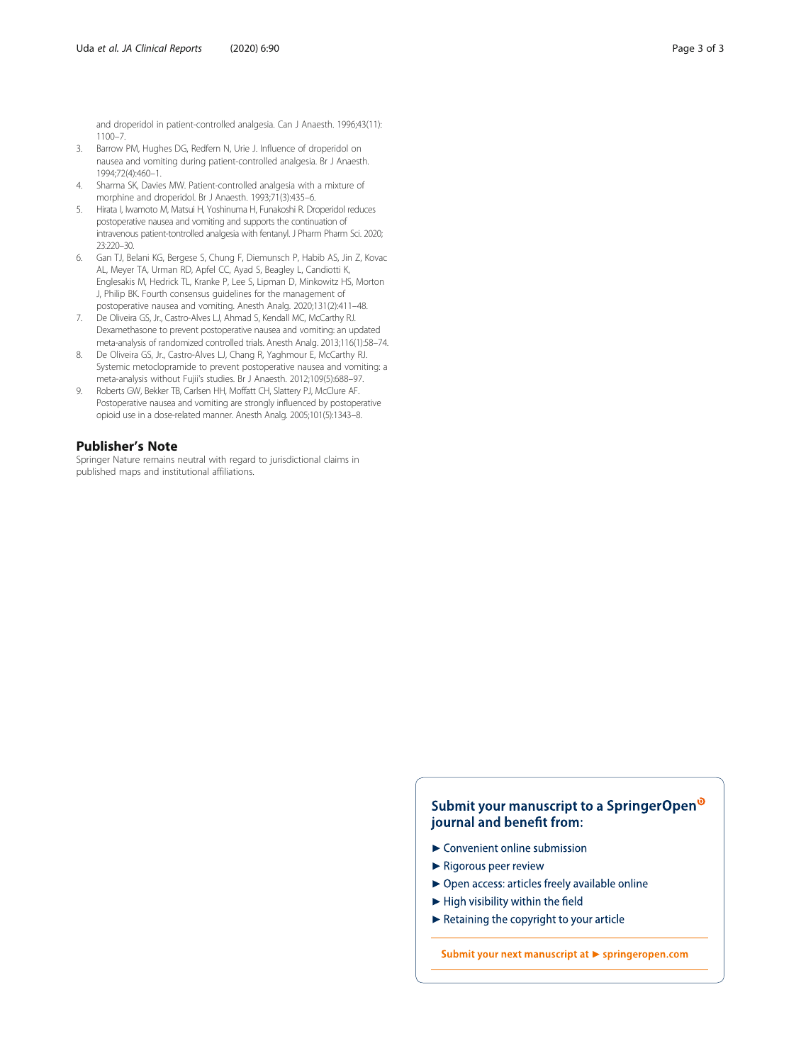and droperidol in patient-controlled analgesia. Can J Anaesth. 1996;43(11): 1100–7.

3. Barrow PM, Hughes DG, Redfern N, Urie J. Influence of droperidol on nausea and vomiting during patient-controlled analgesia. Br J Anaesth. 1994;72(4):460–1.
4. Sharma SK, Davies MW. Patient-controlled analgesia with a mixture of morphine and droperidol. Br J Anaesth. 1993;71(3):435–6.
5. Hirata I, Iwamoto M, Matsui H, Yoshinuma H, Funakoshi R. Droperidol reduces postoperative nausea and vomiting and supports the continuation of intravenous patient-tontrolled analgesia with fentanyl. J Pharm Pharm Sci. 2020; 23:220–30.
6. Gan TJ, Belani KG, Bergese S, Chung F, Diemunsch P, Habib AS, Jin Z, Kovac AL, Meyer TA, Urman RD, Apfel CC, Ayad S, Beagley L, Candiotti K, Englesakis M, Hedrick TL, Kranke P, Lee S, Lipman D, Minkowitz HS, Morton J, Philip BK. Fourth consensus guidelines for the management of postoperative nausea and vomiting. Anesth Analg. 2020;131(2):411–48.
7. De Oliveira GS, Jr., Castro-Alves LJ, Ahmad S, Kendall MC, McCarthy RJ. Dexamethasone to prevent postoperative nausea and vomiting: an updated meta-analysis of randomized controlled trials. Anesth Analg. 2013;116(1):58–74.
8. De Oliveira GS, Jr., Castro-Alves LJ, Chang R, Yaghmour E, McCarthy RJ. Systemic metoclopramide to prevent postoperative nausea and vomiting: a meta-analysis without Fujii's studies. Br J Anaesth. 2012;109(5):688–97.
9. Roberts GW, Bekker TB, Carlsen HH, Moffatt CH, Slattery PJ, McClure AF. Postoperative nausea and vomiting are strongly influenced by postoperative opioid use in a dose-related manner. Anesth Analg. 2005;101(5):1343–8.

## Publisher's Note

Springer Nature remains neutral with regard to jurisdictional claims in published maps and institutional affiliations.

**Submit your manuscript to a SpringerOpen journal and benefit from:**

- ► Convenient online submission
- ► Rigorous peer review
- ► Open access: articles freely available online
- ► High visibility within the field
- ► Retaining the copyright to your article

**Submit your next manuscript at ► springeropen.com**